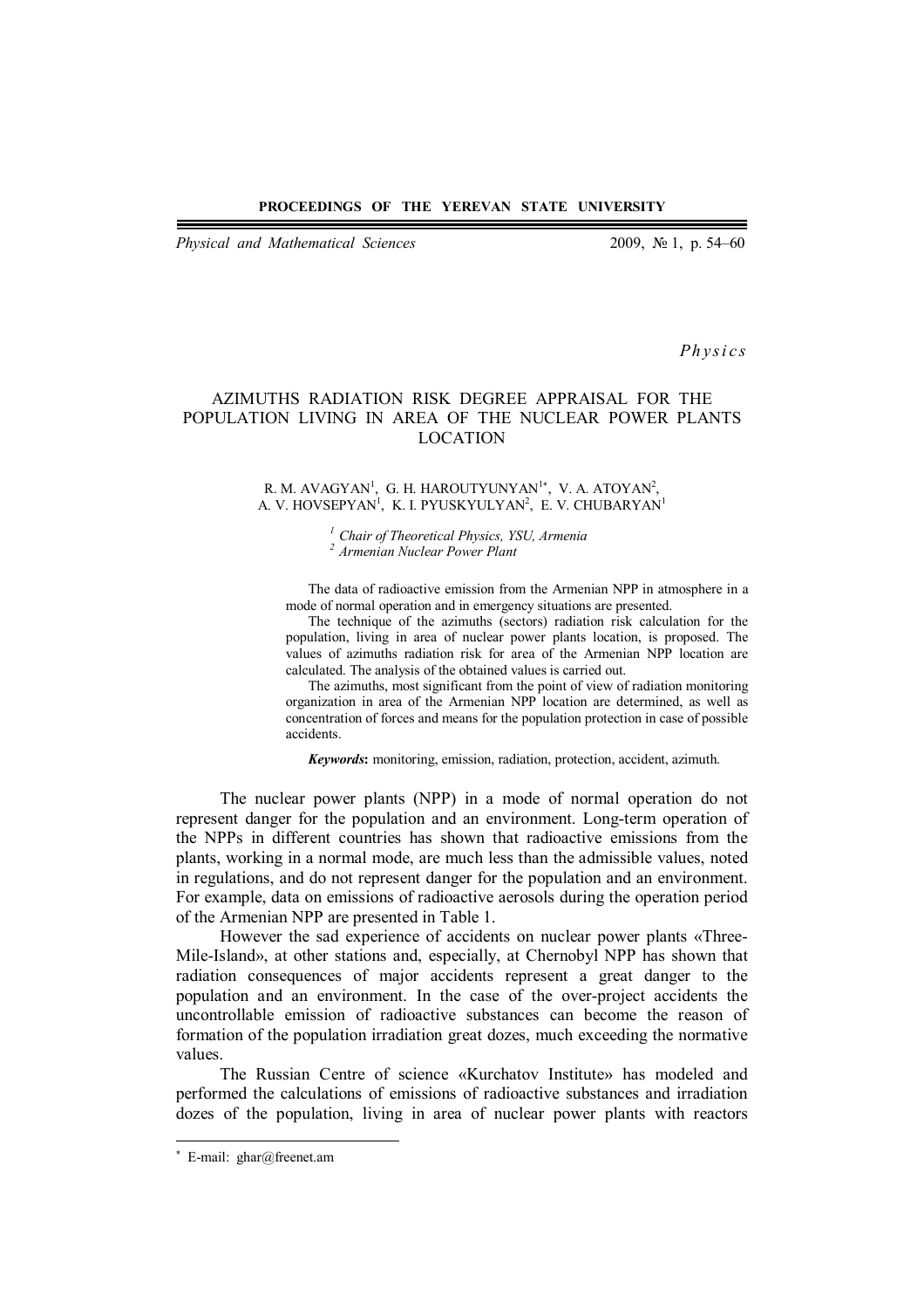*Physics*

# AZIMUTHS RADIATION RISK DEGREE APPRAISAL FOR THE POPULATION LIVING IN AREA OF THE NUCLEAR POWER PLANTS LOCATION

R. M. AVAGYAN[1], G. H. HAROUTYUNYAN[1*], V. A. ATOYAN[2], A. V. HOVSEPYAN[1], K. I. PYUSKYULYAN[2], E. V. CHUBARYAN[1]

*[1] Chair of Theoretical Physics, YSU, Armenia*
*[2] Armenian Nuclear Power Plant*

The data of radioactive emission from the Armenian NPP in atmosphere in a mode of normal operation and in emergency situations are presented.

The technique of the azimuths (sectors) radiation risk calculation for the population, living in area of nuclear power plants location, is proposed. The values of azimuths radiation risk for area of the Armenian NPP location are calculated. The analysis of the obtained values is carried out.

The azimuths, most significant from the point of view of radiation monitoring organization in area of the Armenian NPP location are determined, as well as concentration of forces and means for the population protection in case of possible accidents.

***Keywords*:** monitoring, emission, radiation, protection, accident, azimuth.

The nuclear power plants (NPP) in a mode of normal operation do not represent danger for the population and an environment. Long-term operation of the NPPs in different countries has shown that radioactive emissions from the plants, working in a normal mode, are much less than the admissible values, noted in regulations, and do not represent danger for the population and an environment. For example, data on emissions of radioactive aerosols during the operation period of the Armenian NPP are presented in Table 1.

However the sad experience of accidents on nuclear power plants «Three-Mile-Island», at other stations and, especially, at Chernobyl NPP has shown that radiation consequences of major accidents represent a great danger to the population and an environment. In the case of the over-project accidents the uncontrollable emission of radioactive substances can become the reason of formation of the population irradiation great dozes, much exceeding the normative values.

The Russian Centre of science «Kurchatov Institute» has modeled and performed the calculations of emissions of radioactive substances and irradiation dozes of the population, living in area of nuclear power plants with reactors

---

[*] E-mail: ghar@freenet.am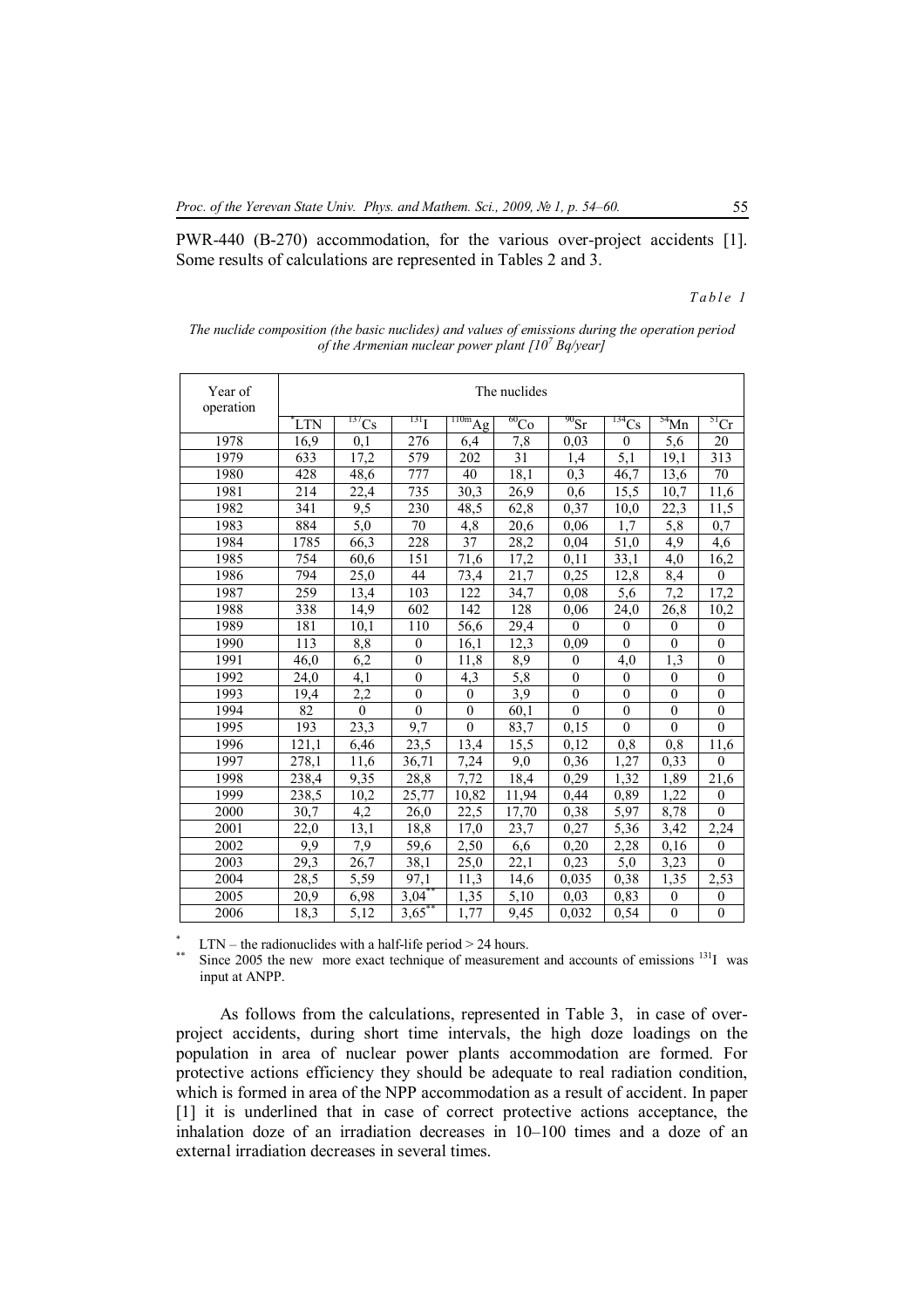PWR-440 (B-270) accommodation, for the various over-project accidents [1]. Some results of calculations are represented in Tables 2 and 3.

*Table 1*

*The nuclide composition (the basic nuclides) and values of emissions during the operation period of the Armenian nuclear power plant [$10^7$ Bq/year]*

| Year of operation | The nuclides | | | | | | | | |
|---|---|---|---|---|---|---|---|---|---|
| | *LTN | $^{137}$Cs | $^{131}$I | $^{110m}$Ag | $^{60}$Co | $^{90}$Sr | $^{134}$Cs | $^{54}$Mn | $^{51}$Cr |
| 1978 | 16,9 | 0,1 | 276 | 6,4 | 7,8 | 0,03 | 0 | 5,6 | 20 |
| 1979 | 633 | 17,2 | 579 | 202 | 31 | 1,4 | 5,1 | 19,1 | 313 |
| 1980 | 428 | 48,6 | 777 | 40 | 18,1 | 0,3 | 46,7 | 13,6 | 70 |
| 1981 | 214 | 22,4 | 735 | 30,3 | 26,9 | 0,6 | 15,5 | 10,7 | 11,6 |
| 1982 | 341 | 9,5 | 230 | 48,5 | 62,8 | 0,37 | 10,0 | 22,3 | 11,5 |
| 1983 | 884 | 5,0 | 70 | 4,8 | 20,6 | 0,06 | 1,7 | 5,8 | 0,7 |
| 1984 | 1785 | 66,3 | 228 | 37 | 28,2 | 0,04 | 51,0 | 4,9 | 4,6 |
| 1985 | 754 | 60,6 | 151 | 71,6 | 17,2 | 0,11 | 33,1 | 4,0 | 16,2 |
| 1986 | 794 | 25,0 | 44 | 73,4 | 21,7 | 0,25 | 12,8 | 8,4 | 0 |
| 1987 | 259 | 13,4 | 103 | 122 | 34,7 | 0,08 | 5,6 | 7,2 | 17,2 |
| 1988 | 338 | 14,9 | 602 | 142 | 128 | 0,06 | 24,0 | 26,8 | 10,2 |
| 1989 | 181 | 10,1 | 110 | 56,6 | 29,4 | 0 | 0 | 0 | 0 |
| 1990 | 113 | 8,8 | 0 | 16,1 | 12,3 | 0,09 | 0 | 0 | 0 |
| 1991 | 46,0 | 6,2 | 0 | 11,8 | 8,9 | 0 | 4,0 | 1,3 | 0 |
| 1992 | 24,0 | 4,1 | 0 | 4,3 | 5,8 | 0 | 0 | 0 | 0 |
| 1993 | 19,4 | 2,2 | 0 | 0 | 3,9 | 0 | 0 | 0 | 0 |
| 1994 | 82 | 0 | 0 | 0 | 60,1 | 0 | 0 | 0 | 0 |
| 1995 | 193 | 23,3 | 9,7 | 0 | 83,7 | 0,15 | 0 | 0 | 0 |
| 1996 | 121,1 | 6,46 | 23,5 | 13,4 | 15,5 | 0,12 | 0,8 | 0,8 | 11,6 |
| 1997 | 278,1 | 11,6 | 36,71 | 7,24 | 9,0 | 0,36 | 1,27 | 0,33 | 0 |
| 1998 | 238,4 | 9,35 | 28,8 | 7,72 | 18,4 | 0,29 | 1,32 | 1,89 | 21,6 |
| 1999 | 238,5 | 10,2 | 25,77 | 10,82 | 11,94 | 0,44 | 0,89 | 1,22 | 0 |
| 2000 | 30,7 | 4,2 | 26,0 | 22,5 | 17,70 | 0,38 | 5,97 | 8,78 | 0 |
| 2001 | 22,0 | 13,1 | 18,8 | 17,0 | 23,7 | 0,27 | 5,36 | 3,42 | 2,24 |
| 2002 | 9,9 | 7,9 | 59,6 | 2,50 | 6,6 | 0,20 | 2,28 | 0,16 | 0 |
| 2003 | 29,3 | 26,7 | 38,1 | 25,0 | 22,1 | 0,23 | 5,0 | 3,23 | 0 |
| 2004 | 28,5 | 5,59 | 97,1 | 11,3 | 14,6 | 0,035 | 0,38 | 1,35 | 2,53 |
| 2005 | 20,9 | 6,98 | 3,04** | 1,35 | 5,10 | 0,03 | 0,83 | 0 | 0 |
| 2006 | 18,3 | 5,12 | 3,65** | 1,77 | 9,45 | 0,032 | 0,54 | 0 | 0 |

\* LTN – the radionuclides with a half-life period > 24 hours.

\** Since 2005 the new more exact technique of measurement and accounts of emissions $^{131}$I was input at ANPP.

As follows from the calculations, represented in Table 3, in case of over-project accidents, during short time intervals, the high doze loadings on the population in area of nuclear power plants accommodation are formed. For protective actions efficiency they should be adequate to real radiation condition, which is formed in area of the NPP accommodation as a result of accident. In paper [1] it is underlined that in case of correct protective actions acceptance, the inhalation doze of an irradiation decreases in 10–100 times and a doze of an external irradiation decreases in several times.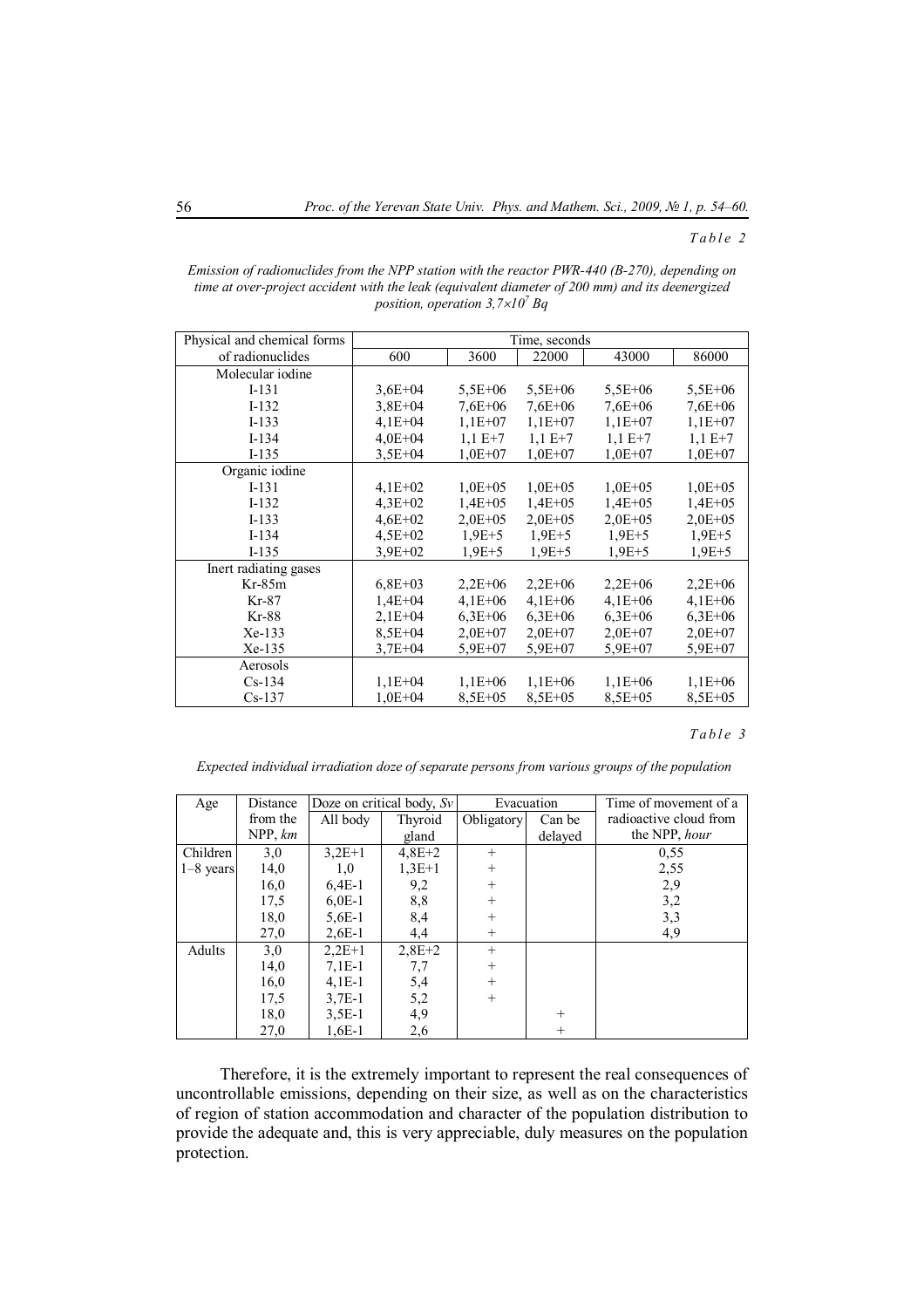*Table 2*

*Emission of radionuclides from the NPP station with the reactor PWR-440 (B-270), depending on time at over-project accident with the leak (equivalent diameter of 200 mm) and its deenergized position, operation $3,7\times10^7$ Bq*

| Physical and chemical forms of radionuclides | Time, seconds | | | | |
|---|---|---|---|---|---|
| | 600 | 3600 | 22000 | 43000 | 86000 |
| Molecular iodine | | | | | |
| I-131 | 3,6E+04 | 5,5E+06 | 5,5E+06 | 5,5E+06 | 5,5E+06 |
| I-132 | 3,8E+04 | 7,6E+06 | 7,6E+06 | 7,6E+06 | 7,6E+06 |
| I-133 | 4,1E+04 | 1,1E+07 | 1,1E+07 | 1,1E+07 | 1,1E+07 |
| I-134 | 4,0E+04 | 1,1 E+7 | 1,1 E+7 | 1,1 E+7 | 1,1 E+7 |
| I-135 | 3,5E+04 | 1,0E+07 | 1,0E+07 | 1,0E+07 | 1,0E+07 |
| Organic iodine | | | | | |
| I-131 | 4,1E+02 | 1,0E+05 | 1,0E+05 | 1,0E+05 | 1,0E+05 |
| I-132 | 4,3E+02 | 1,4E+05 | 1,4E+05 | 1,4E+05 | 1,4E+05 |
| I-133 | 4,6E+02 | 2,0E+05 | 2,0E+05 | 2,0E+05 | 2,0E+05 |
| I-134 | 4,5E+02 | 1,9E+5 | 1,9E+5 | 1,9E+5 | 1,9E+5 |
| I-135 | 3,9E+02 | 1,9E+5 | 1,9E+5 | 1,9E+5 | 1,9E+5 |
| Inert radiating gases | | | | | |
| Kr-85m | 6,8E+03 | 2,2E+06 | 2,2E+06 | 2,2E+06 | 2,2E+06 |
| Kr-87 | 1,4E+04 | 4,1E+06 | 4,1E+06 | 4,1E+06 | 4,1E+06 |
| Kr-88 | 2,1E+04 | 6,3E+06 | 6,3E+06 | 6,3E+06 | 6,3E+06 |
| Xe-133 | 8,5E+04 | 2,0E+07 | 2,0E+07 | 2,0E+07 | 2,0E+07 |
| Xe-135 | 3,7E+04 | 5,9E+07 | 5,9E+07 | 5,9E+07 | 5,9E+07 |
| Aerosols | | | | | |
| Cs-134 | 1,1E+04 | 1,1E+06 | 1,1E+06 | 1,1E+06 | 1,1E+06 |
| Cs-137 | 1,0E+04 | 8,5E+05 | 8,5E+05 | 8,5E+05 | 8,5E+05 |

*Table 3*

*Expected individual irradiation doze of separate persons from various groups of the population*

| Age | Distance from the NPP, *km* | Doze on critical body, *Sv* | | Evacuation | | Time of movement of a radioactive cloud from the NPP, *hour* |
|---|---|---|---|---|---|---|
| | | All body | Thyroid gland | Obligatory | Can be delayed | |
| Children 1–8 years | 3,0 | 3,2E+1 | 4,8E+2 | + | | 0,55 |
| | 14,0 | 1,0 | 1,3E+1 | + | | 2,55 |
| | 16,0 | 6,4E-1 | 9,2 | + | | 2,9 |
| | 17,5 | 6,0E-1 | 8,8 | + | | 3,2 |
| | 18,0 | 5,6E-1 | 8,4 | + | | 3,3 |
| | 27,0 | 2,6E-1 | 4,4 | + | | 4,9 |
| Adults | 3,0 | 2,2E+1 | 2,8E+2 | + | | |
| | 14,0 | 7,1E-1 | 7,7 | + | | |
| | 16,0 | 4,1E-1 | 5,4 | + | | |
| | 17,5 | 3,7E-1 | 5,2 | + | | |
| | 18,0 | 3,5E-1 | 4,9 | | + | |
| | 27,0 | 1,6E-1 | 2,6 | | + | |

Therefore, it is the extremely important to represent the real consequences of uncontrollable emissions, depending on their size, as well as on the characteristics of region of station accommodation and character of the population distribution to provide the adequate and, this is very appreciable, duly measures on the population protection.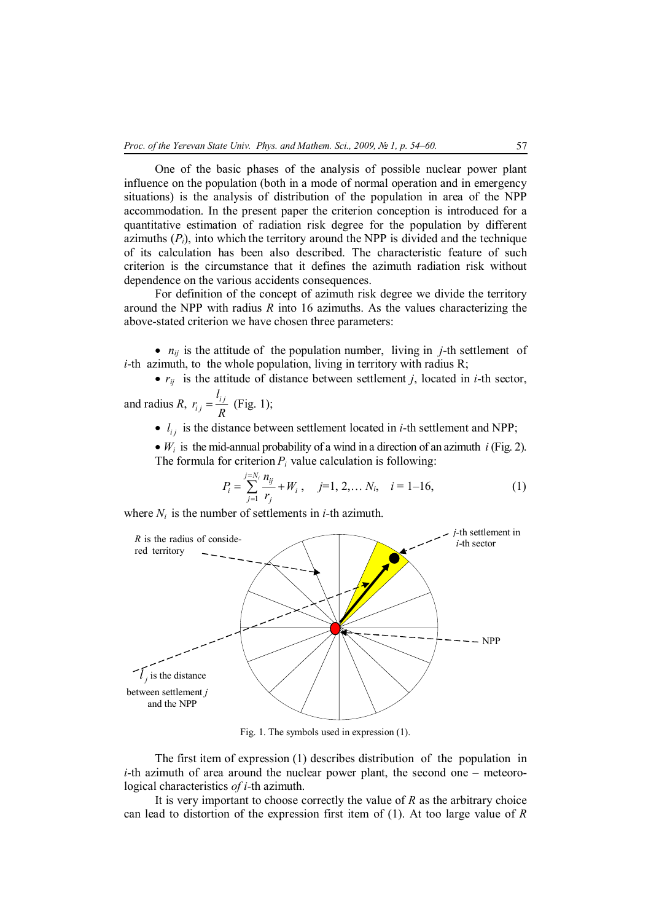One of the basic phases of the analysis of possible nuclear power plant influence on the population (both in a mode of normal operation and in emergency situations) is the analysis of distribution of the population in area of the NPP accommodation. In the present paper the criterion conception is introduced for a quantitative estimation of radiation risk degree for the population by different azimuths ($P_i$), into which the territory around the NPP is divided and the technique of its calculation has been also described. The characteristic feature of such criterion is the circumstance that it defines the azimuth radiation risk without dependence on the various accidents consequences.

For definition of the concept of azimuth risk degree we divide the territory around the NPP with radius $R$ into 16 azimuths. As the values characterizing the above-stated criterion we have chosen three parameters:

- $n_{ij}$ is the attitude of the population number, living in $j$-th settlement of $i$-th azimuth, to the whole population, living in territory with radius R;
- $r_{ij}$ is the attitude of distance between settlement $j$, located in $i$-th sector, and radius $R$, $r_{ij} = \frac{l_{ij}}{R}$ (Fig. 1);
- $l_{ij}$ is the distance between settlement located in $i$-th settlement and NPP;
- $W_i$ is the mid-annual probability of a wind in a direction of an azimuth $i$ (Fig. 2).

The formula for criterion $P_i$ value calculation is following:

$$P_i = \sum_{j=1}^{j=N_i} \frac{n_{ij}}{r_j} + W_i, \quad j=1, 2, \ldots N_i, \quad i = 1\text{–}16, \tag{1}$$

where $N_i$ is the number of settlements in $i$-th azimuth.

Fig. 1. The symbols used in expression (1).

The first item of expression (1) describes distribution of the population in $i$-th azimuth of area around the nuclear power plant, the second one – meteorological characteristics *of* $i$-th azimuth.

It is very important to choose correctly the value of $R$ as the arbitrary choice can lead to distortion of the expression first item of (1). At too large value of $R$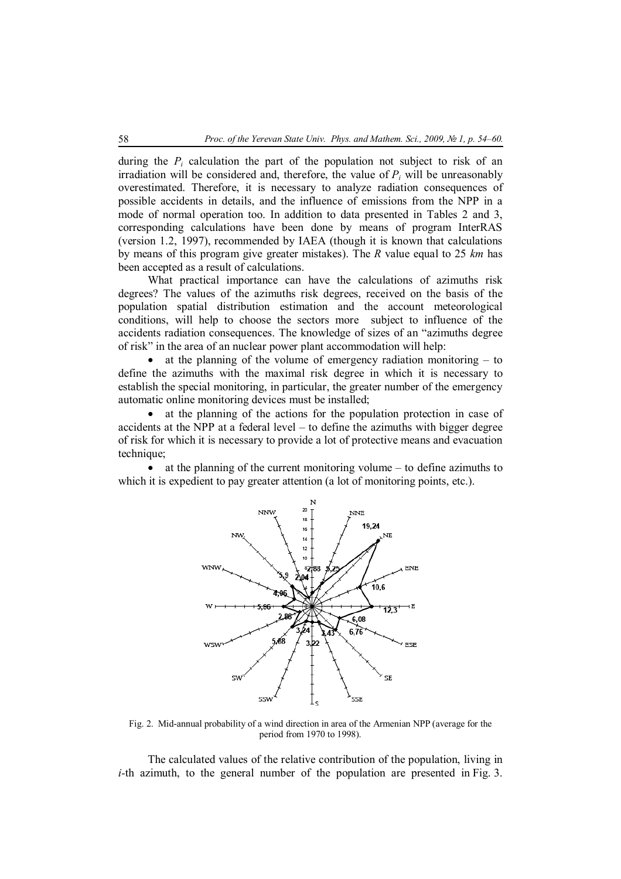during the $P_i$ calculation the part of the population not subject to risk of an irradiation will be considered and, therefore, the value of $P_i$ will be unreasonably overestimated. Therefore, it is necessary to analyze radiation consequences of possible accidents in details, and the influence of emissions from the NPP in a mode of normal operation too. In addition to data presented in Tables 2 and 3, corresponding calculations have been done by means of program InterRAS (version 1.2, 1997), recommended by IAEA (though it is known that calculations by means of this program give greater mistakes). The $R$ value equal to 25 *km* has been accepted as a result of calculations.

What practical importance can have the calculations of azimuths risk degrees? The values of the azimuths risk degrees, received on the basis of the population spatial distribution estimation and the account meteorological conditions, will help to choose the sectors more subject to influence of the accidents radiation consequences. The knowledge of sizes of an "azimuths degree of risk" in the area of an nuclear power plant accommodation will help:

- at the planning of the volume of emergency radiation monitoring – to define the azimuths with the maximal risk degree in which it is necessary to establish the special monitoring, in particular, the greater number of the emergency automatic online monitoring devices must be installed;
- at the planning of the actions for the population protection in case of accidents at the NPP at a federal level – to define the azimuths with bigger degree of risk for which it is necessary to provide a lot of protective means and evacuation technique;
- at the planning of the current monitoring volume – to define azimuths to which it is expedient to pay greater attention (a lot of monitoring points, etc.).

Fig. 2. Mid-annual probability of a wind direction in area of the Armenian NPP (average for the period from 1970 to 1998).

The calculated values of the relative contribution of the population, living in $i$-th azimuth, to the general number of the population are presented in Fig. 3.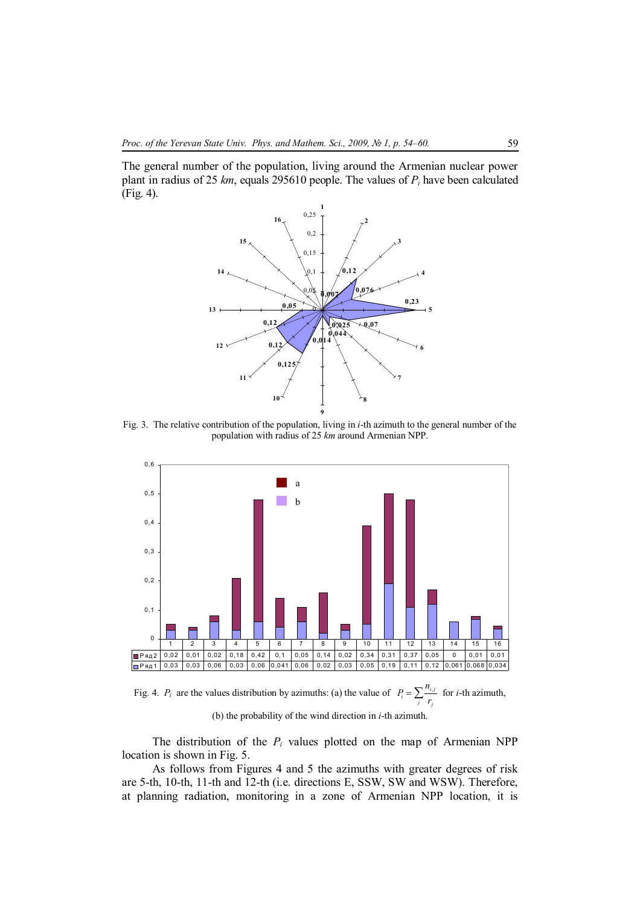The general number of the population, living around the Armenian nuclear power plant in radius of 25 *km*, equals 295610 people. The values of $P_i$ have been calculated (Fig. 4).

Fig. 3. The relative contribution of the population, living in *i*-th azimuth to the general number of the population with radius of 25 *km* around Armenian NPP.

| | 1 | 2 | 3 | 4 | 5 | 6 | 7 | 8 | 9 | 10 | 11 | 12 | 13 | 14 | 15 | 16 |
|---|---|---|---|---|---|---|---|---|---|---|---|---|---|---|---|---|
| Ряд2 | 0,02 | 0,01 | 0,02 | 0,18 | 0,42 | 0,1 | 0,05 | 0,14 | 0,02 | 0,34 | 0,31 | 0,37 | 0,05 | 0 | 0,01 | 0,01 |
| Ряд1 | 0,03 | 0,03 | 0,06 | 0,03 | 0,06 | 0,041 | 0,06 | 0,02 | 0,03 | 0,05 | 0,19 | 0,11 | 0,12 | 0,061 | 0,068 | 0,034 |

Fig. 4. $P_i$ are the values distribution by azimuths: (a) the value of $P_i = \sum_j \frac{n_{i,j}}{r_j}$ for *i*-th azimuth, (b) the probability of the wind direction in *i*-th azimuth.

The distribution of the $P_i$ values plotted on the map of Armenian NPP location is shown in Fig. 5.

As follows from Figures 4 and 5 the azimuths with greater degrees of risk are 5-th, 10-th, 11-th and 12-th (i.e. directions E, SSW, SW and WSW). Therefore, at planning radiation, monitoring in a zone of Armenian NPP location, it is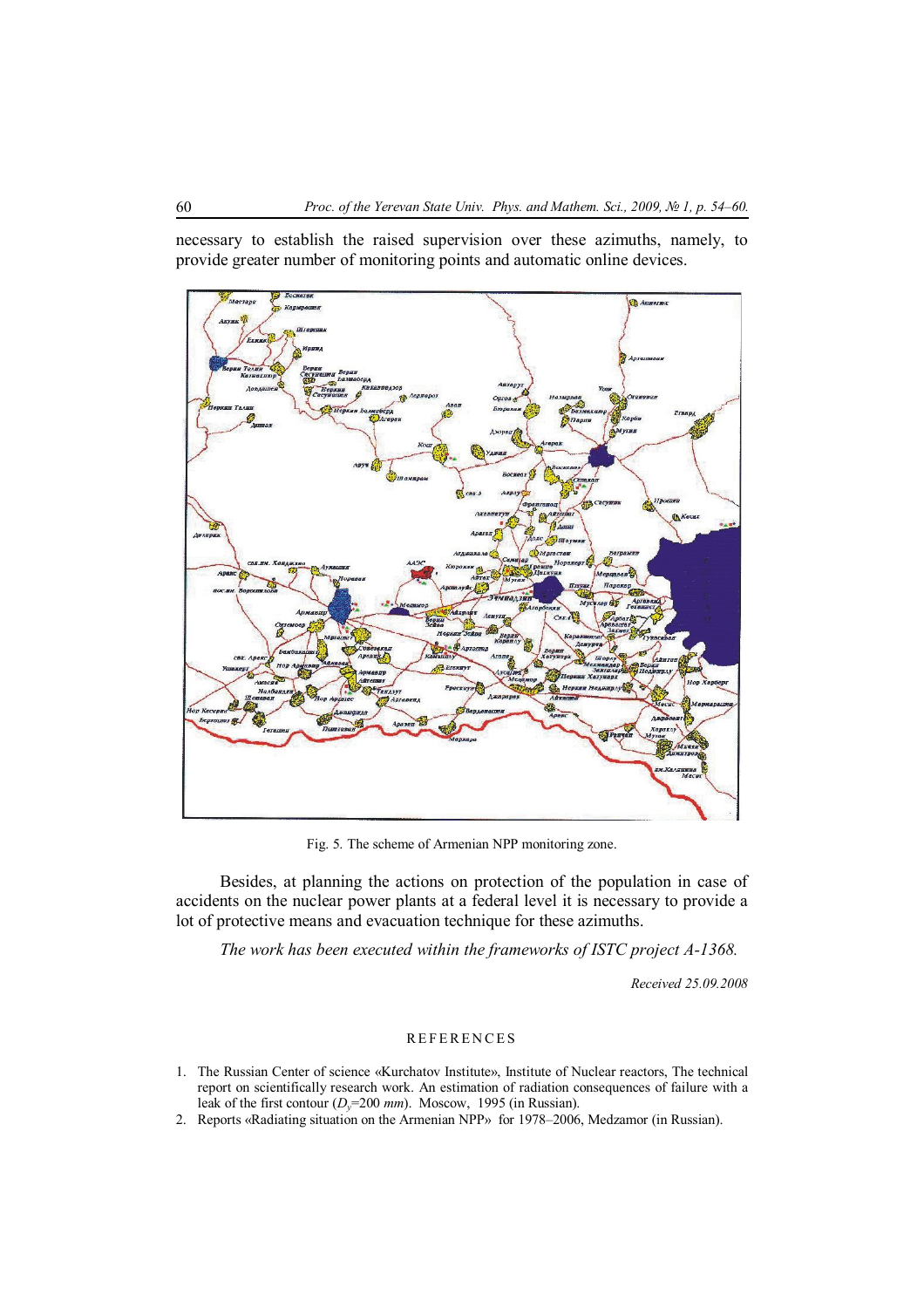necessary to establish the raised supervision over these azimuths, namely, to provide greater number of monitoring points and automatic online devices.

Fig. 5. The scheme of Armenian NPP monitoring zone.

Besides, at planning the actions on protection of the population in case of accidents on the nuclear power plants at a federal level it is necessary to provide a lot of protective means and evacuation technique for these azimuths.

*The work has been executed within the frameworks of ISTC project A-1368.*

*Received 25.09.2008*

## REFERENCES

1. The Russian Center of science «Kurchatov Institute», Institute of Nuclear reactors, The technical report on scientifically research work. An estimation of radiation consequences of failure with a leak of the first contour ($D_y$=200 *mm*). Moscow, 1995 (in Russian).
2. Reports «Radiating situation on the Armenian NPP» for 1978–2006, Medzamor (in Russian).